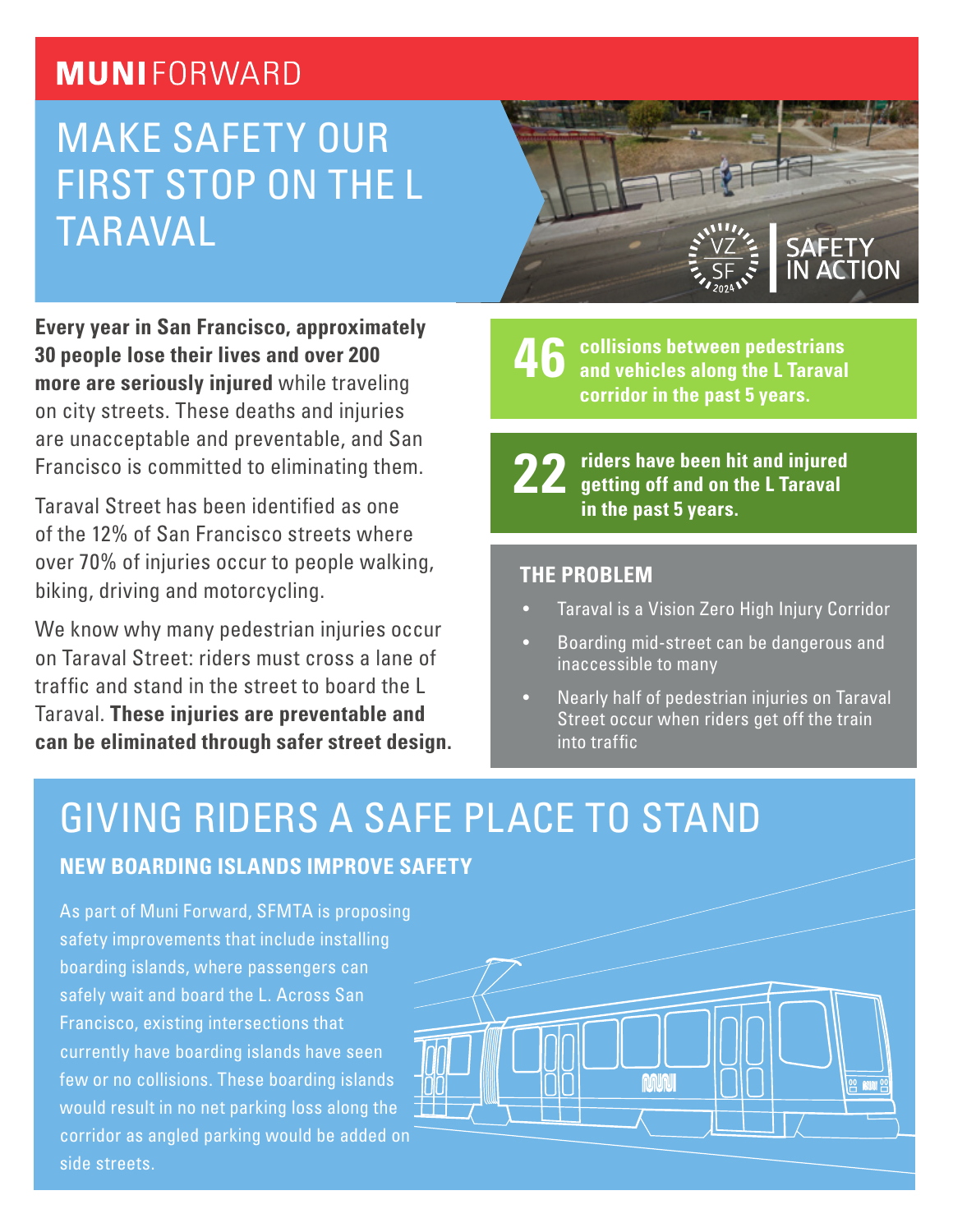**MUNI**FORWARD

# MAKE SAFETY OUR FIRST STOP ON THE L TARAVAL

VZ SF 2024 | SAFETY IN ACTION

**Every year in San Francisco, approximately 30 people lose their lives and over 200 more are seriously injured** while traveling on city streets. These deaths and injuries are unacceptable and preventable, and San Francisco is committed to eliminating them.

Taraval Street has been identified as one of the 12% of San Francisco streets where over 70% of injuries occur to people walking, biking, driving and motorcycling.

We know why many pedestrian injuries occur on Taraval Street: riders must cross a lane of traffic and stand in the street to board the L Taraval. **These injuries are preventable and can be eliminated through safer street design.**

**46** **collisions between pedestrians and vehicles along the L Taraval corridor in the past 5 years.**

**22** **riders have been hit and injured getting off and on the L Taraval in the past 5 years.**

### THE PROBLEM

- Taraval is a Vision Zero High Injury Corridor
- Boarding mid-street can be dangerous and inaccessible to many
- Nearly half of pedestrian injuries on Taraval Street occur when riders get off the train into traffic

## GIVING RIDERS A SAFE PLACE TO STAND

### NEW BOARDING ISLANDS IMPROVE SAFETY

As part of Muni Forward, SFMTA is proposing safety improvements that include installing boarding islands, where passengers can safely wait and board the L. Across San Francisco, existing intersections that currently have boarding islands have seen few or no collisions. These boarding islands would result in no net parking loss along the corridor as angled parking would be added on side streets.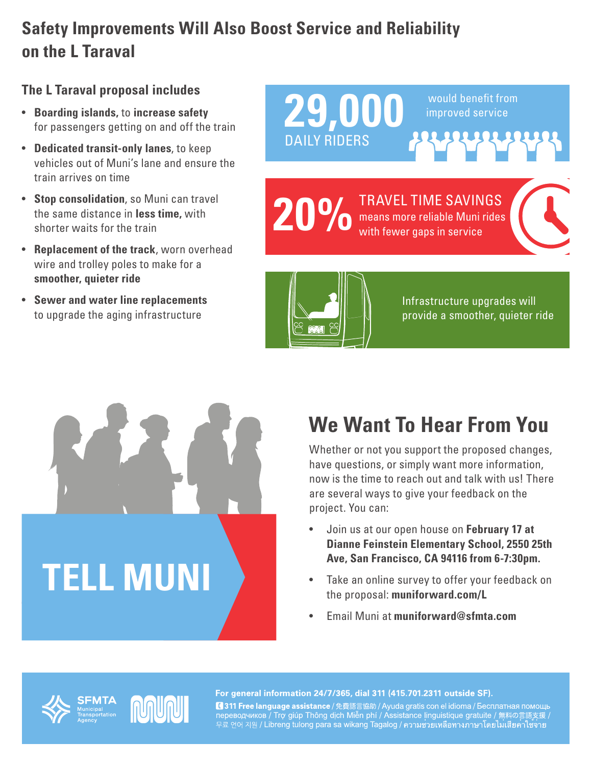# Safety Improvements Will Also Boost Service and Reliability on the L Taraval

## The L Taraval proposal includes

- **Boarding islands,** to **increase safety** for passengers getting on and off the train
- **Dedicated transit-only lanes**, to keep vehicles out of Muni's lane and ensure the train arrives on time
- **Stop consolidation**, so Muni can travel the same distance in **less time,** with shorter waits for the train
- **Replacement of the track**, worn overhead wire and trolley poles to make for a **smoother, quieter ride**
- **Sewer and water line replacements** to upgrade the aging infrastructure

**29,000** DAILY RIDERS would benefit from improved service

**20%** TRAVEL TIME SAVINGS means more reliable Muni rides with fewer gaps in service

Infrastructure upgrades will provide a smoother, quieter ride

**TELL MUNI**

## We Want To Hear From You

Whether or not you support the proposed changes, have questions, or simply want more information, now is the time to reach out and talk with us! There are several ways to give your feedback on the project. You can:

- Join us at our open house on **February 17 at Dianne Feinstein Elementary School, 2550 25th Ave, San Francisco, CA 94116 from 6-7:30pm.**
- Take an online survey to offer your feedback on the proposal: **muniforward.com/L**
- Email Muni at **muniforward@sfmta.com**

SFMTA Municipal Transportation Agency

MUNI

**For general information 24/7/365, dial 311 (415.701.2311 outside SF).**

**311 Free language assistance** / 免費語言協助 / Ayuda gratis con el idioma / Бесплатная помощь переводчиков / Trợ giúp Thông dịch Miễn phí / Assistance linguistique gratuite / 無料の言語支援 / 무료 언어 지원 / Libreng tulong para sa wikang Tagalog / ความช่วยเหลือทางภาษาโดยไม่เสียค่าใช้จ่าย